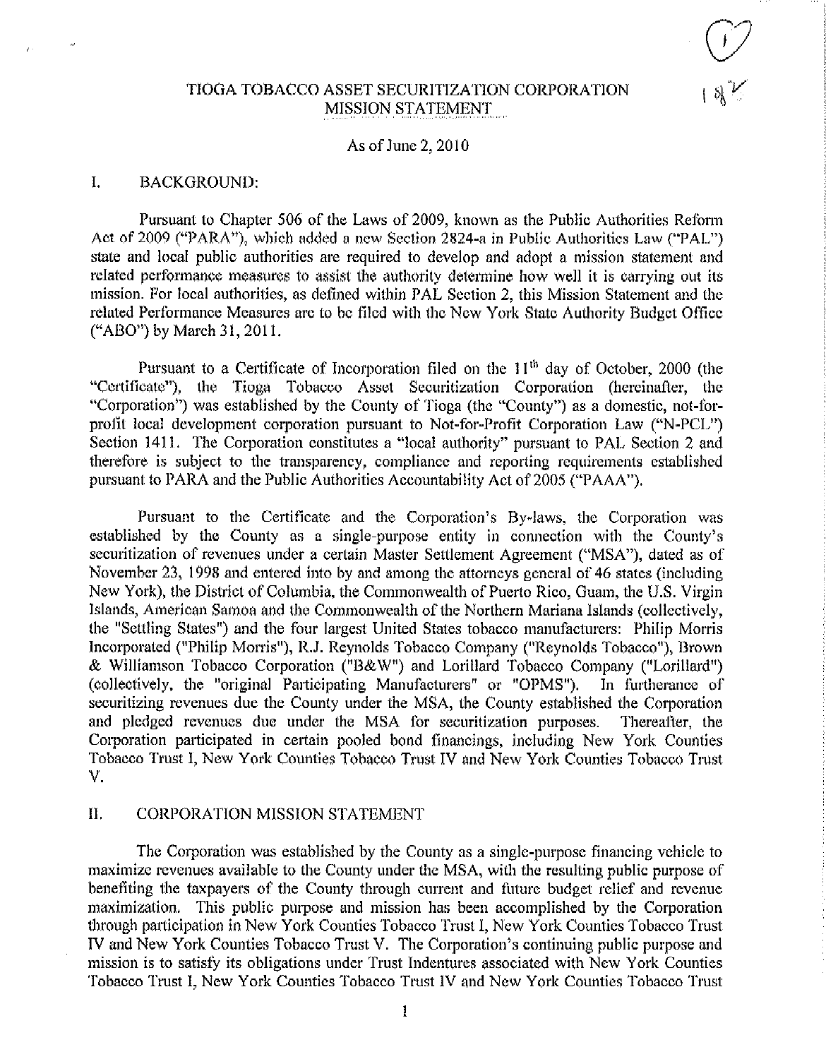# TIOGA TOBACCO ASSET SECURITIZATION CORPORATION MISSION STATEMENT

As of June 2, 2010

## I. BACKGROUND:

Pursuant to Chapter 506 of the Laws of 2009, known as the Public Authorities Reform Act of 2009 ("PARA"), which added a new Section 2824-a in Public Authorities Law ("PAL") state and local public authorities are required to develop and adopt a mission statement and related performance measures to assist the authority determine how well it is carrying out its mission. For local authorities, as defined within PAL Section 2, this Mission Statement and the related Performance Measures are to be filed with the New York State Authority Budget Office ("ABO") by March 31, 2011.

Pursuant to a Certificate of Incorporation filed on the 11th day of October, 2000 (the "Certificate"), the Tioga Tobacco Asset Securitization Corporation (hereinafter, the "Corporation") was established by the County of Tioga (the "County") as a domestic, not-for-profit local development corporation pursuant to Not-for-Profit Corporation Law ("N-PCL") Section 1411. The Corporation constitutes a "local authority" pursuant to PAL Section 2 and therefore is subject to the transparency, compliance and reporting requirements established pursuant to PARA and the Public Authorities Accountability Act of 2005 ("PAAA").

Pursuant to the Certificate and the Corporation's By-laws, the Corporation was established by the County as a single-purpose entity in connection with the County's securitization of revenues under a certain Master Settlement Agreement ("MSA"), dated as of November 23, 1998 and entered into by and among the attorneys general of 46 states (including New York), the District of Columbia, the Commonwealth of Puerto Rico, Guam, the U.S. Virgin Islands, American Samoa and the Commonwealth of the Northern Mariana Islands (collectively, the "Settling States") and the four largest United States tobacco manufacturers: Philip Morris Incorporated ("Philip Morris"), R.J. Reynolds Tobacco Company ("Reynolds Tobacco"), Brown & Williamson Tobacco Corporation ("B&W") and Lorillard Tobacco Company ("Lorillard") (collectively, the "original Participating Manufacturers" or "OPMS"). In furtherance of securitizing revenues due the County under the MSA, the County established the Corporation and pledged revenues due under the MSA for securitization purposes. Thereafter, the Corporation participated in certain pooled bond financings, including New York Counties Tobacco Trust I, New York Counties Tobacco Trust IV and New York Counties Tobacco Trust V.

## II. CORPORATION MISSION STATEMENT

The Corporation was established by the County as a single-purpose financing vehicle to maximize revenues available to the County under the MSA, with the resulting public purpose of benefiting the taxpayers of the County through current and future budget relief and revenue maximization. This public purpose and mission has been accomplished by the Corporation through participation in New York Counties Tobacco Trust I, New York Counties Tobacco Trust IV and New York Counties Tobacco Trust V. The Corporation's continuing public purpose and mission is to satisfy its obligations under Trust Indentures associated with New York Counties Tobacco Trust I, New York Counties Tobacco Trust IV and New York Counties Tobacco Trust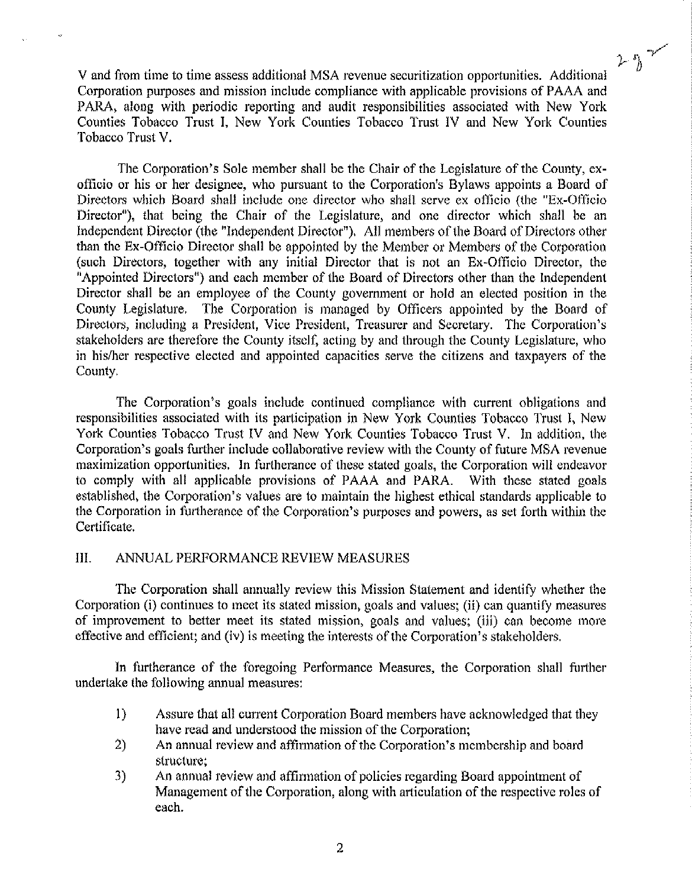V and from time to time assess additional MSA revenue securitization opportunities. Additional Corporation purposes and mission include compliance with applicable provisions of PAAA and PARA, along with periodic reporting and audit responsibilities associated with New York Counties Tobacco Trust I, New York Counties Tobacco Trust IV and New York Counties Tobacco Trust V.

The Corporation's Sole member shall be the Chair of the Legislature of the County, ex-officio or his or her designee, who pursuant to the Corporation's Bylaws appoints a Board of Directors which Board shall include one director who shall serve ex officio (the "Ex-Officio Director"), that being the Chair of the Legislature, and one director which shall be an Independent Director (the "Independent Director"). All members of the Board of Directors other than the Ex-Officio Director shall be appointed by the Member or Members of the Corporation (such Directors, together with any initial Director that is not an Ex-Officio Director, the "Appointed Directors") and each member of the Board of Directors other than the Independent Director shall be an employee of the County government or hold an elected position in the County Legislature. The Corporation is managed by Officers appointed by the Board of Directors, including a President, Vice President, Treasurer and Secretary. The Corporation's stakeholders are therefore the County itself, acting by and through the County Legislature, who in his/her respective elected and appointed capacities serve the citizens and taxpayers of the County.

The Corporation's goals include continued compliance with current obligations and responsibilities associated with its participation in New York Counties Tobacco Trust I, New York Counties Tobacco Trust IV and New York Counties Tobacco Trust V. In addition, the Corporation's goals further include collaborative review with the County of future MSA revenue maximization opportunities. In furtherance of these stated goals, the Corporation will endeavor to comply with all applicable provisions of PAAA and PARA. With these stated goals established, the Corporation's values are to maintain the highest ethical standards applicable to the Corporation in furtherance of the Corporation's purposes and powers, as set forth within the Certificate.

## III. ANNUAL PERFORMANCE REVIEW MEASURES

The Corporation shall annually review this Mission Statement and identify whether the Corporation (i) continues to meet its stated mission, goals and values; (ii) can quantify measures of improvement to better meet its stated mission, goals and values; (iii) can become more effective and efficient; and (iv) is meeting the interests of the Corporation's stakeholders.

In furtherance of the foregoing Performance Measures, the Corporation shall further undertake the following annual measures:

1) Assure that all current Corporation Board members have acknowledged that they have read and understood the mission of the Corporation;
2) An annual review and affirmation of the Corporation's membership and board structure;
3) An annual review and affirmation of policies regarding Board appointment of Management of the Corporation, along with articulation of the respective roles of each.